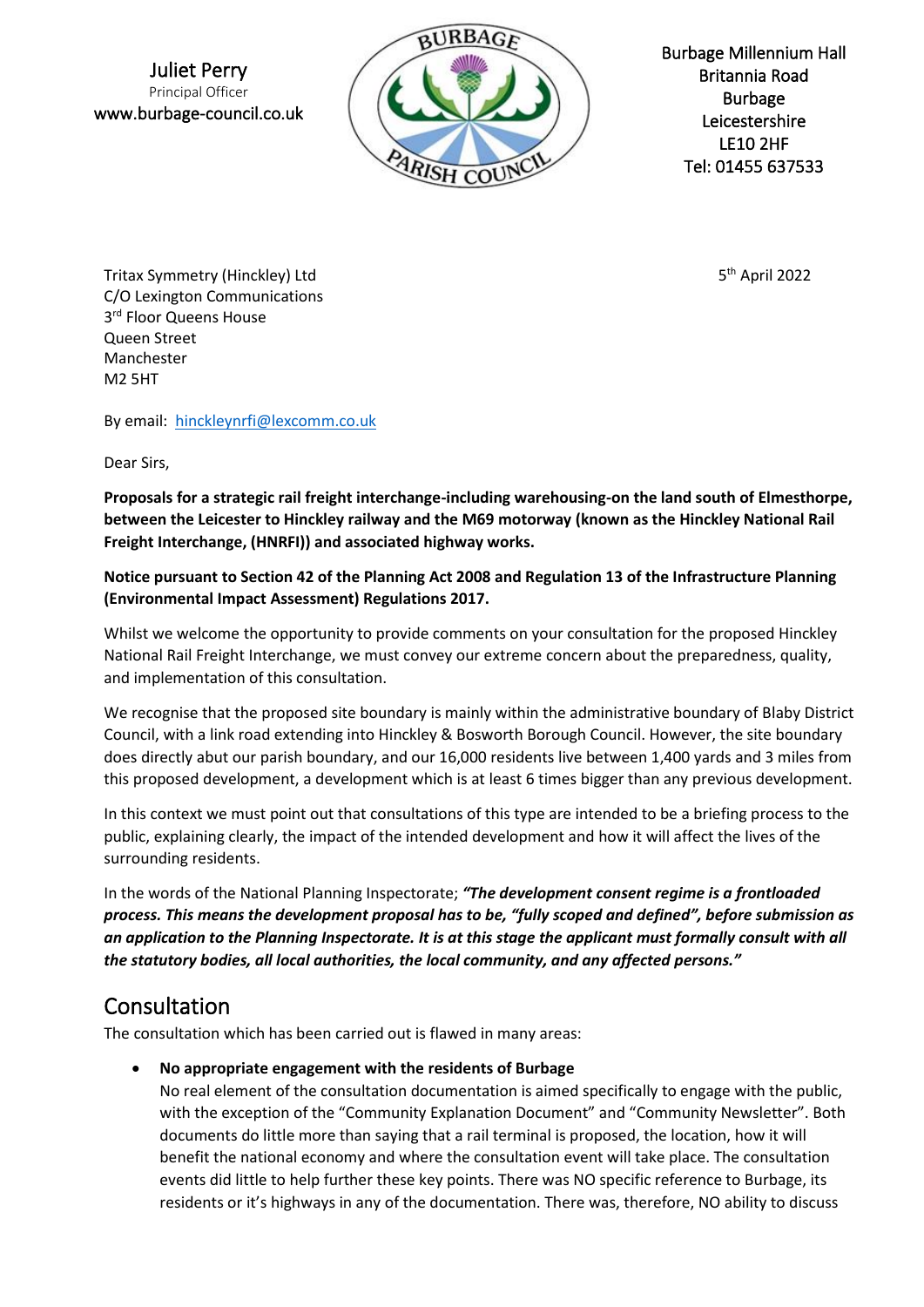Juliet Perry
Principal Officer
www.burbage-council.co.uk

BURBAGE PARISH COUNCIL

Burbage Millennium Hall
Britannia Road
Burbage
Leicestershire
LE10 2HF
Tel: 01455 637533

Tritax Symmetry (Hinckley) Ltd
C/O Lexington Communications
3rd Floor Queens House
Queen Street
Manchester
M2 5HT

5th April 2022

By email: hinckleynrfi@lexcomm.co.uk

Dear Sirs,

**Proposals for a strategic rail freight interchange-including warehousing-on the land south of Elmesthorpe, between the Leicester to Hinckley railway and the M69 motorway (known as the Hinckley National Rail Freight Interchange, (HNRFI)) and associated highway works.**

**Notice pursuant to Section 42 of the Planning Act 2008 and Regulation 13 of the Infrastructure Planning (Environmental Impact Assessment) Regulations 2017.**

Whilst we welcome the opportunity to provide comments on your consultation for the proposed Hinckley National Rail Freight Interchange, we must convey our extreme concern about the preparedness, quality, and implementation of this consultation.

We recognise that the proposed site boundary is mainly within the administrative boundary of Blaby District Council, with a link road extending into Hinckley & Bosworth Borough Council. However, the site boundary does directly abut our parish boundary, and our 16,000 residents live between 1,400 yards and 3 miles from this proposed development, a development which is at least 6 times bigger than any previous development.

In this context we must point out that consultations of this type are intended to be a briefing process to the public, explaining clearly, the impact of the intended development and how it will affect the lives of the surrounding residents.

In the words of the National Planning Inspectorate; ***"The development consent regime is a frontloaded process. This means the development proposal has to be, "fully scoped and defined", before submission as an application to the Planning Inspectorate. It is at this stage the applicant must formally consult with all the statutory bodies, all local authorities, the local community, and any affected persons."***

## Consultation

The consultation which has been carried out is flawed in many areas:

- **No appropriate engagement with the residents of Burbage**
  No real element of the consultation documentation is aimed specifically to engage with the public, with the exception of the "Community Explanation Document" and "Community Newsletter". Both documents do little more than saying that a rail terminal is proposed, the location, how it will benefit the national economy and where the consultation event will take place. The consultation events did little to help further these key points. There was NO specific reference to Burbage, its residents or it's highways in any of the documentation. There was, therefore, NO ability to discuss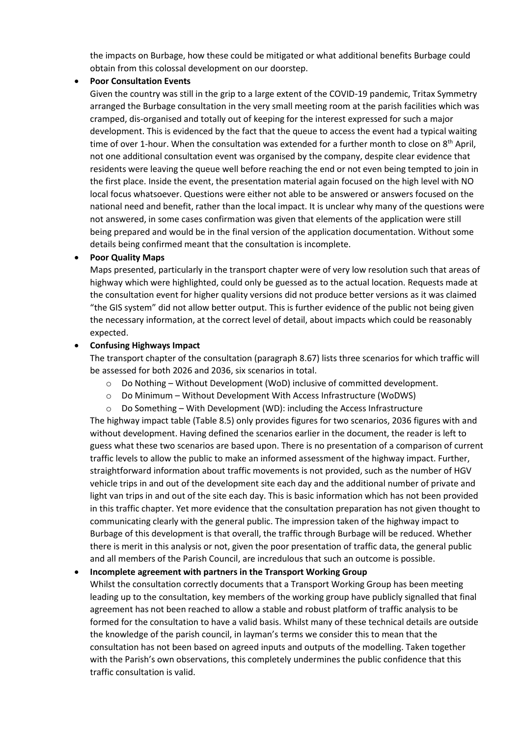the impacts on Burbage, how these could be mitigated or what additional benefits Burbage could obtain from this colossal development on our doorstep.

- **Poor Consultation Events**

  Given the country was still in the grip to a large extent of the COVID-19 pandemic, Tritax Symmetry arranged the Burbage consultation in the very small meeting room at the parish facilities which was cramped, dis-organised and totally out of keeping for the interest expressed for such a major development. This is evidenced by the fact that the queue to access the event had a typical waiting time of over 1-hour. When the consultation was extended for a further month to close on 8th April, not one additional consultation event was organised by the company, despite clear evidence that residents were leaving the queue well before reaching the end or not even being tempted to join in the first place. Inside the event, the presentation material again focused on the high level with NO local focus whatsoever. Questions were either not able to be answered or answers focused on the national need and benefit, rather than the local impact. It is unclear why many of the questions were not answered, in some cases confirmation was given that elements of the application were still being prepared and would be in the final version of the application documentation. Without some details being confirmed meant that the consultation is incomplete.

- **Poor Quality Maps**

  Maps presented, particularly in the transport chapter were of very low resolution such that areas of highway which were highlighted, could only be guessed as to the actual location. Requests made at the consultation event for higher quality versions did not produce better versions as it was claimed "the GIS system" did not allow better output. This is further evidence of the public not being given the necessary information, at the correct level of detail, about impacts which could be reasonably expected.

- **Confusing Highways Impact**

  The transport chapter of the consultation (paragraph 8.67) lists three scenarios for which traffic will be assessed for both 2026 and 2036, six scenarios in total.

  - Do Nothing – Without Development (WoD) inclusive of committed development.
  - Do Minimum – Without Development With Access Infrastructure (WoDWS)
  - Do Something – With Development (WD): including the Access Infrastructure

  The highway impact table (Table 8.5) only provides figures for two scenarios, 2036 figures with and without development. Having defined the scenarios earlier in the document, the reader is left to guess what these two scenarios are based upon. There is no presentation of a comparison of current traffic levels to allow the public to make an informed assessment of the highway impact. Further, straightforward information about traffic movements is not provided, such as the number of HGV vehicle trips in and out of the development site each day and the additional number of private and light van trips in and out of the site each day. This is basic information which has not been provided in this traffic chapter. Yet more evidence that the consultation preparation has not given thought to communicating clearly with the general public. The impression taken of the highway impact to Burbage of this development is that overall, the traffic through Burbage will be reduced. Whether there is merit in this analysis or not, given the poor presentation of traffic data, the general public and all members of the Parish Council, are incredulous that such an outcome is possible.

- **Incomplete agreement with partners in the Transport Working Group**

  Whilst the consultation correctly documents that a Transport Working Group has been meeting leading up to the consultation, key members of the working group have publicly signalled that final agreement has not been reached to allow a stable and robust platform of traffic analysis to be formed for the consultation to have a valid basis. Whilst many of these technical details are outside the knowledge of the parish council, in layman's terms we consider this to mean that the consultation has not been based on agreed inputs and outputs of the modelling. Taken together with the Parish's own observations, this completely undermines the public confidence that this traffic consultation is valid.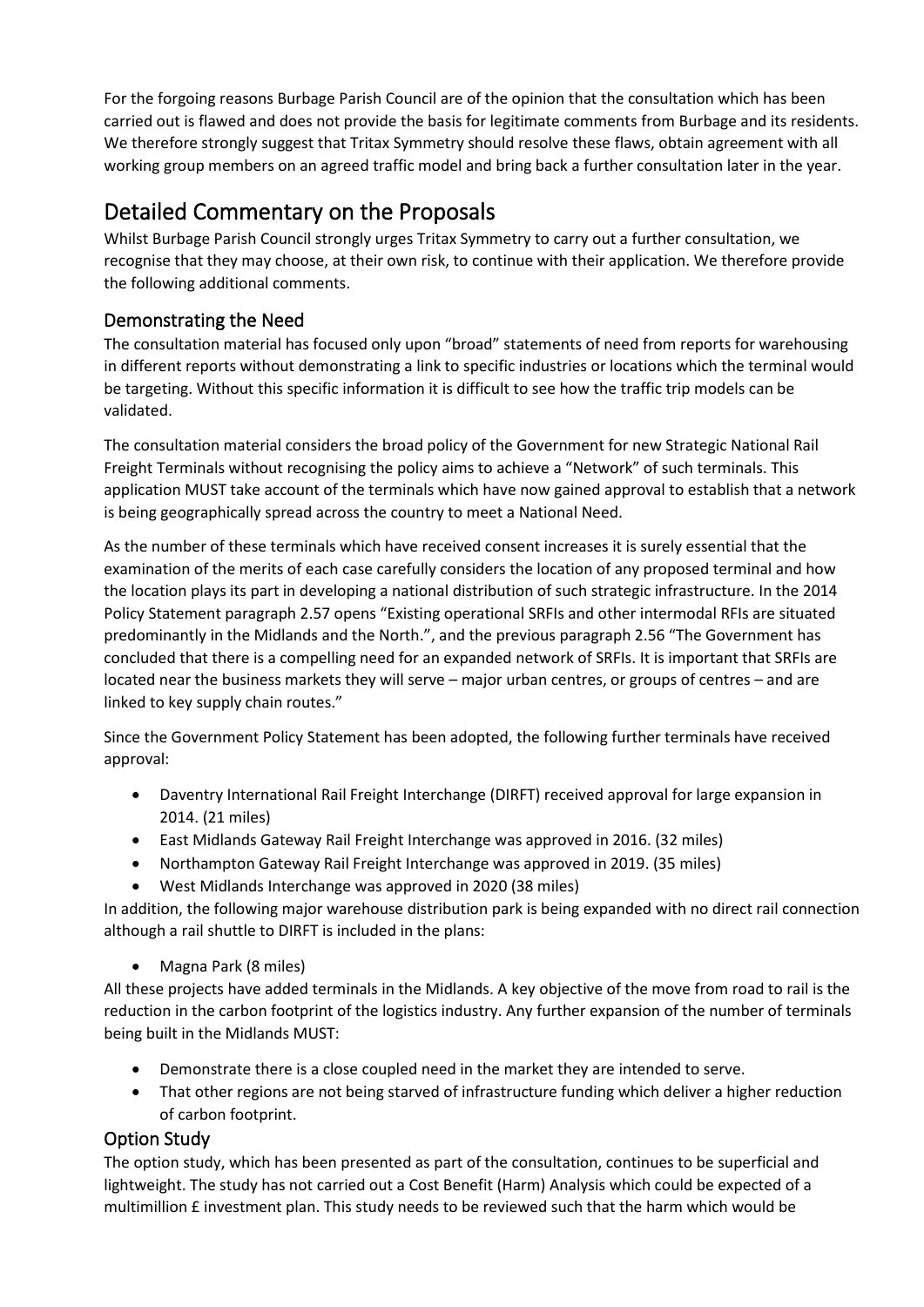For the forgoing reasons Burbage Parish Council are of the opinion that the consultation which has been carried out is flawed and does not provide the basis for legitimate comments from Burbage and its residents. We therefore strongly suggest that Tritax Symmetry should resolve these flaws, obtain agreement with all working group members on an agreed traffic model and bring back a further consultation later in the year.

# Detailed Commentary on the Proposals

Whilst Burbage Parish Council strongly urges Tritax Symmetry to carry out a further consultation, we recognise that they may choose, at their own risk, to continue with their application. We therefore provide the following additional comments.

## Demonstrating the Need

The consultation material has focused only upon "broad" statements of need from reports for warehousing in different reports without demonstrating a link to specific industries or locations which the terminal would be targeting. Without this specific information it is difficult to see how the traffic trip models can be validated.

The consultation material considers the broad policy of the Government for new Strategic National Rail Freight Terminals without recognising the policy aims to achieve a "Network" of such terminals. This application MUST take account of the terminals which have now gained approval to establish that a network is being geographically spread across the country to meet a National Need.

As the number of these terminals which have received consent increases it is surely essential that the examination of the merits of each case carefully considers the location of any proposed terminal and how the location plays its part in developing a national distribution of such strategic infrastructure. In the 2014 Policy Statement paragraph 2.57 opens "Existing operational SRFIs and other intermodal RFIs are situated predominantly in the Midlands and the North.", and the previous paragraph 2.56 "The Government has concluded that there is a compelling need for an expanded network of SRFIs. It is important that SRFIs are located near the business markets they will serve – major urban centres, or groups of centres – and are linked to key supply chain routes."

Since the Government Policy Statement has been adopted, the following further terminals have received approval:

- Daventry International Rail Freight Interchange (DIRFT) received approval for large expansion in 2014. (21 miles)
- East Midlands Gateway Rail Freight Interchange was approved in 2016. (32 miles)
- Northampton Gateway Rail Freight Interchange was approved in 2019. (35 miles)
- West Midlands Interchange was approved in 2020 (38 miles)

In addition, the following major warehouse distribution park is being expanded with no direct rail connection although a rail shuttle to DIRFT is included in the plans:

- Magna Park (8 miles)

All these projects have added terminals in the Midlands. A key objective of the move from road to rail is the reduction in the carbon footprint of the logistics industry. Any further expansion of the number of terminals being built in the Midlands MUST:

- Demonstrate there is a close coupled need in the market they are intended to serve.
- That other regions are not being starved of infrastructure funding which deliver a higher reduction of carbon footprint.

## Option Study

The option study, which has been presented as part of the consultation, continues to be superficial and lightweight. The study has not carried out a Cost Benefit (Harm) Analysis which could be expected of a multimillion £ investment plan. This study needs to be reviewed such that the harm which would be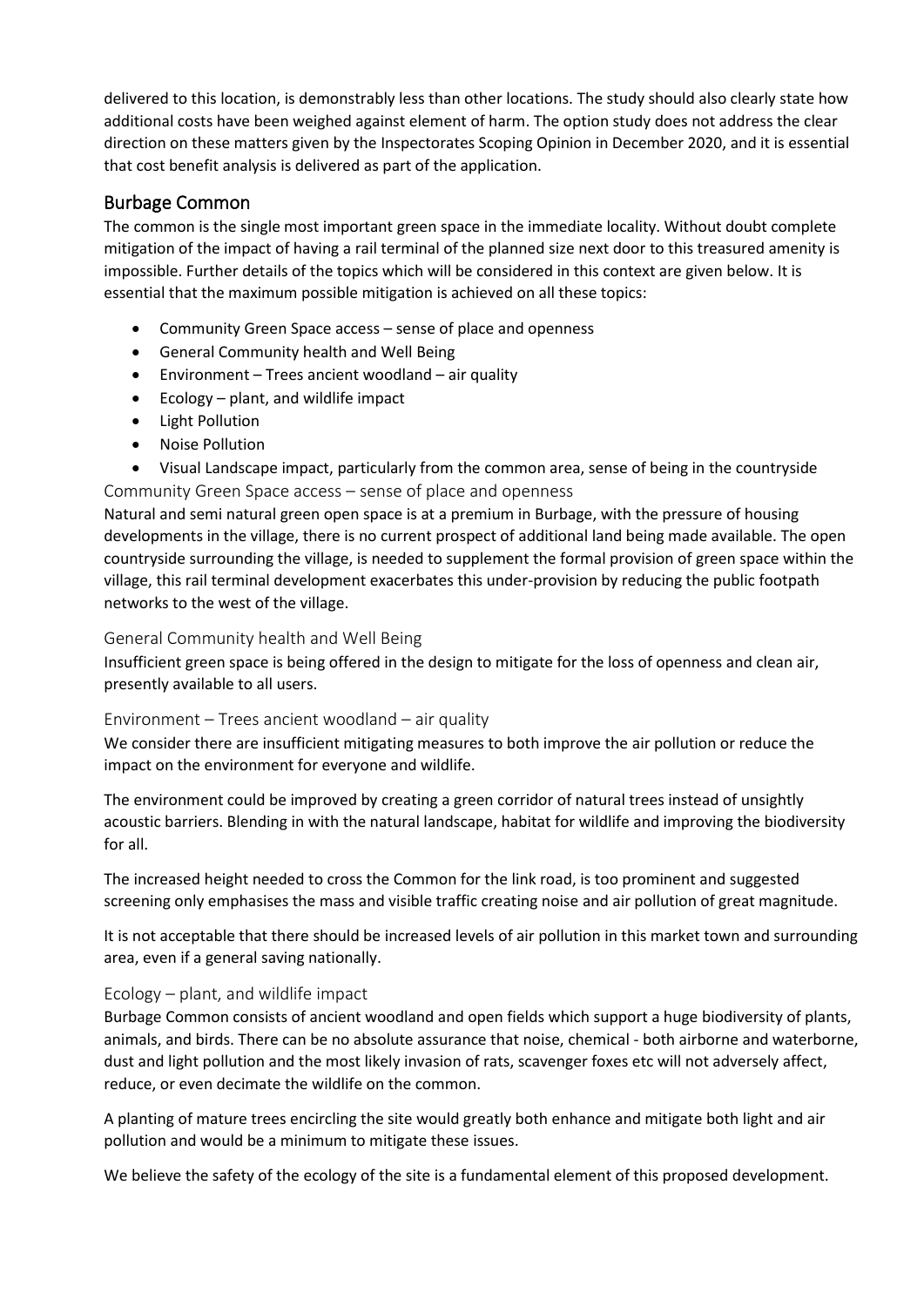delivered to this location, is demonstrably less than other locations. The study should also clearly state how additional costs have been weighed against element of harm. The option study does not address the clear direction on these matters given by the Inspectorates Scoping Opinion in December 2020, and it is essential that cost benefit analysis is delivered as part of the application.

## Burbage Common

The common is the single most important green space in the immediate locality. Without doubt complete mitigation of the impact of having a rail terminal of the planned size next door to this treasured amenity is impossible. Further details of the topics which will be considered in this context are given below. It is essential that the maximum possible mitigation is achieved on all these topics:

- Community Green Space access – sense of place and openness
- General Community health and Well Being
- Environment – Trees ancient woodland – air quality
- Ecology – plant, and wildlife impact
- Light Pollution
- Noise Pollution
- Visual Landscape impact, particularly from the common area, sense of being in the countryside

### Community Green Space access – sense of place and openness

Natural and semi natural green open space is at a premium in Burbage, with the pressure of housing developments in the village, there is no current prospect of additional land being made available. The open countryside surrounding the village, is needed to supplement the formal provision of green space within the village, this rail terminal development exacerbates this under-provision by reducing the public footpath networks to the west of the village.

### General Community health and Well Being

Insufficient green space is being offered in the design to mitigate for the loss of openness and clean air, presently available to all users.

### Environment – Trees ancient woodland – air quality

We consider there are insufficient mitigating measures to both improve the air pollution or reduce the impact on the environment for everyone and wildlife.

The environment could be improved by creating a green corridor of natural trees instead of unsightly acoustic barriers. Blending in with the natural landscape, habitat for wildlife and improving the biodiversity for all.

The increased height needed to cross the Common for the link road, is too prominent and suggested screening only emphasises the mass and visible traffic creating noise and air pollution of great magnitude.

It is not acceptable that there should be increased levels of air pollution in this market town and surrounding area, even if a general saving nationally.

### Ecology – plant, and wildlife impact

Burbage Common consists of ancient woodland and open fields which support a huge biodiversity of plants, animals, and birds. There can be no absolute assurance that noise, chemical - both airborne and waterborne, dust and light pollution and the most likely invasion of rats, scavenger foxes etc will not adversely affect, reduce, or even decimate the wildlife on the common.

A planting of mature trees encircling the site would greatly both enhance and mitigate both light and air pollution and would be a minimum to mitigate these issues.

We believe the safety of the ecology of the site is a fundamental element of this proposed development.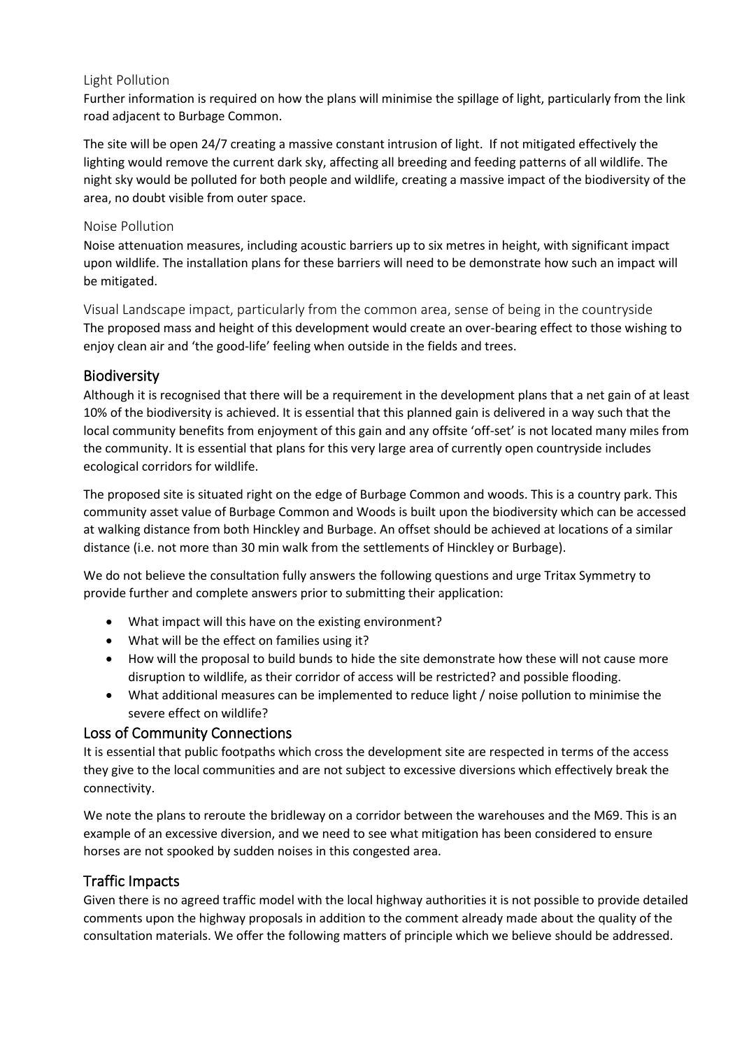### Light Pollution

Further information is required on how the plans will minimise the spillage of light, particularly from the link road adjacent to Burbage Common.

The site will be open 24/7 creating a massive constant intrusion of light. If not mitigated effectively the lighting would remove the current dark sky, affecting all breeding and feeding patterns of all wildlife. The night sky would be polluted for both people and wildlife, creating a massive impact of the biodiversity of the area, no doubt visible from outer space.

### Noise Pollution

Noise attenuation measures, including acoustic barriers up to six metres in height, with significant impact upon wildlife. The installation plans for these barriers will need to be demonstrate how such an impact will be mitigated.

### Visual Landscape impact, particularly from the common area, sense of being in the countryside

The proposed mass and height of this development would create an over-bearing effect to those wishing to enjoy clean air and 'the good-life' feeling when outside in the fields and trees.

## Biodiversity

Although it is recognised that there will be a requirement in the development plans that a net gain of at least 10% of the biodiversity is achieved. It is essential that this planned gain is delivered in a way such that the local community benefits from enjoyment of this gain and any offsite 'off-set' is not located many miles from the community. It is essential that plans for this very large area of currently open countryside includes ecological corridors for wildlife.

The proposed site is situated right on the edge of Burbage Common and woods. This is a country park. This community asset value of Burbage Common and Woods is built upon the biodiversity which can be accessed at walking distance from both Hinckley and Burbage. An offset should be achieved at locations of a similar distance (i.e. not more than 30 min walk from the settlements of Hinckley or Burbage).

We do not believe the consultation fully answers the following questions and urge Tritax Symmetry to provide further and complete answers prior to submitting their application:

- What impact will this have on the existing environment?
- What will be the effect on families using it?
- How will the proposal to build bunds to hide the site demonstrate how these will not cause more disruption to wildlife, as their corridor of access will be restricted? and possible flooding.
- What additional measures can be implemented to reduce light / noise pollution to minimise the severe effect on wildlife?

## Loss of Community Connections

It is essential that public footpaths which cross the development site are respected in terms of the access they give to the local communities and are not subject to excessive diversions which effectively break the connectivity.

We note the plans to reroute the bridleway on a corridor between the warehouses and the M69. This is an example of an excessive diversion, and we need to see what mitigation has been considered to ensure horses are not spooked by sudden noises in this congested area.

## Traffic Impacts

Given there is no agreed traffic model with the local highway authorities it is not possible to provide detailed comments upon the highway proposals in addition to the comment already made about the quality of the consultation materials. We offer the following matters of principle which we believe should be addressed.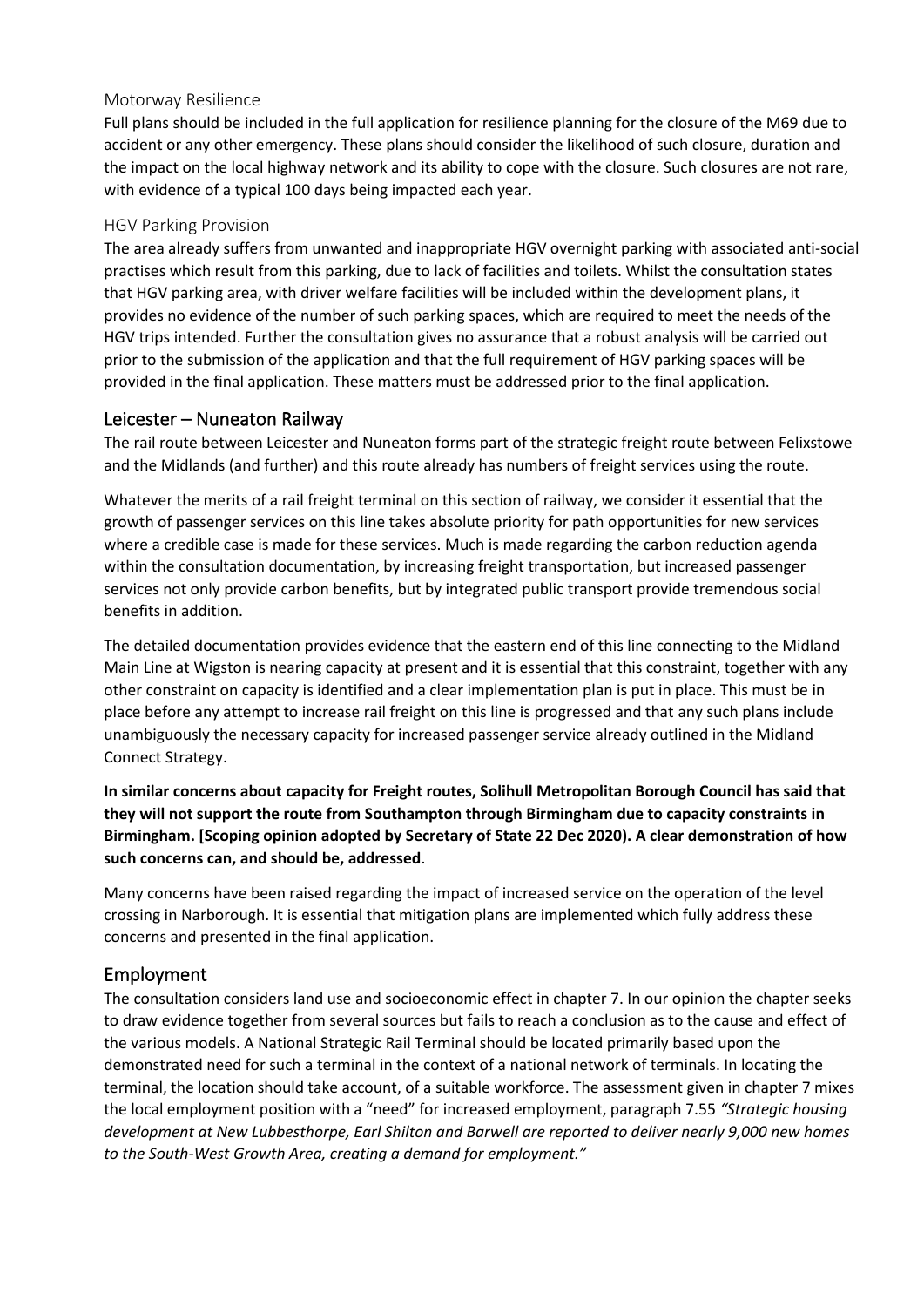### Motorway Resilience

Full plans should be included in the full application for resilience planning for the closure of the M69 due to accident or any other emergency. These plans should consider the likelihood of such closure, duration and the impact on the local highway network and its ability to cope with the closure. Such closures are not rare, with evidence of a typical 100 days being impacted each year.

### HGV Parking Provision

The area already suffers from unwanted and inappropriate HGV overnight parking with associated anti-social practises which result from this parking, due to lack of facilities and toilets. Whilst the consultation states that HGV parking area, with driver welfare facilities will be included within the development plans, it provides no evidence of the number of such parking spaces, which are required to meet the needs of the HGV trips intended. Further the consultation gives no assurance that a robust analysis will be carried out prior to the submission of the application and that the full requirement of HGV parking spaces will be provided in the final application. These matters must be addressed prior to the final application.

## Leicester – Nuneaton Railway

The rail route between Leicester and Nuneaton forms part of the strategic freight route between Felixstowe and the Midlands (and further) and this route already has numbers of freight services using the route.

Whatever the merits of a rail freight terminal on this section of railway, we consider it essential that the growth of passenger services on this line takes absolute priority for path opportunities for new services where a credible case is made for these services. Much is made regarding the carbon reduction agenda within the consultation documentation, by increasing freight transportation, but increased passenger services not only provide carbon benefits, but by integrated public transport provide tremendous social benefits in addition.

The detailed documentation provides evidence that the eastern end of this line connecting to the Midland Main Line at Wigston is nearing capacity at present and it is essential that this constraint, together with any other constraint on capacity is identified and a clear implementation plan is put in place. This must be in place before any attempt to increase rail freight on this line is progressed and that any such plans include unambiguously the necessary capacity for increased passenger service already outlined in the Midland Connect Strategy.

**In similar concerns about capacity for Freight routes, Solihull Metropolitan Borough Council has said that they will not support the route from Southampton through Birmingham due to capacity constraints in Birmingham. [Scoping opinion adopted by Secretary of State 22 Dec 2020). A clear demonstration of how such concerns can, and should be, addressed**.

Many concerns have been raised regarding the impact of increased service on the operation of the level crossing in Narborough. It is essential that mitigation plans are implemented which fully address these concerns and presented in the final application.

## Employment

The consultation considers land use and socioeconomic effect in chapter 7. In our opinion the chapter seeks to draw evidence together from several sources but fails to reach a conclusion as to the cause and effect of the various models. A National Strategic Rail Terminal should be located primarily based upon the demonstrated need for such a terminal in the context of a national network of terminals. In locating the terminal, the location should take account, of a suitable workforce. The assessment given in chapter 7 mixes the local employment position with a "need" for increased employment, paragraph 7.55 *"Strategic housing development at New Lubbesthorpe, Earl Shilton and Barwell are reported to deliver nearly 9,000 new homes to the South-West Growth Area, creating a demand for employment."*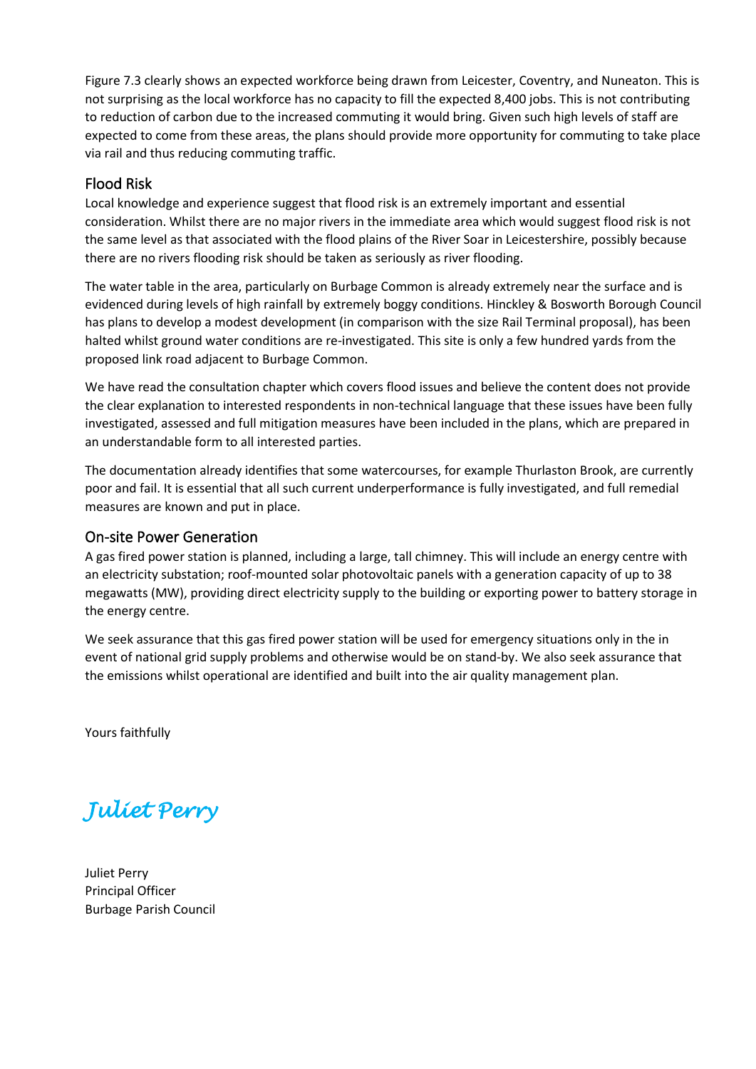Figure 7.3 clearly shows an expected workforce being drawn from Leicester, Coventry, and Nuneaton. This is not surprising as the local workforce has no capacity to fill the expected 8,400 jobs. This is not contributing to reduction of carbon due to the increased commuting it would bring. Given such high levels of staff are expected to come from these areas, the plans should provide more opportunity for commuting to take place via rail and thus reducing commuting traffic.

## Flood Risk

Local knowledge and experience suggest that flood risk is an extremely important and essential consideration. Whilst there are no major rivers in the immediate area which would suggest flood risk is not the same level as that associated with the flood plains of the River Soar in Leicestershire, possibly because there are no rivers flooding risk should be taken as seriously as river flooding.

The water table in the area, particularly on Burbage Common is already extremely near the surface and is evidenced during levels of high rainfall by extremely boggy conditions. Hinckley & Bosworth Borough Council has plans to develop a modest development (in comparison with the size Rail Terminal proposal), has been halted whilst ground water conditions are re-investigated. This site is only a few hundred yards from the proposed link road adjacent to Burbage Common.

We have read the consultation chapter which covers flood issues and believe the content does not provide the clear explanation to interested respondents in non-technical language that these issues have been fully investigated, assessed and full mitigation measures have been included in the plans, which are prepared in an understandable form to all interested parties.

The documentation already identifies that some watercourses, for example Thurlaston Brook, are currently poor and fail. It is essential that all such current underperformance is fully investigated, and full remedial measures are known and put in place.

## On-site Power Generation

A gas fired power station is planned, including a large, tall chimney. This will include an energy centre with an electricity substation; roof-mounted solar photovoltaic panels with a generation capacity of up to 38 megawatts (MW), providing direct electricity supply to the building or exporting power to battery storage in the energy centre.

We seek assurance that this gas fired power station will be used for emergency situations only in the in event of national grid supply problems and otherwise would be on stand-by. We also seek assurance that the emissions whilst operational are identified and built into the air quality management plan.

Yours faithfully

*Juliet Perry*

Juliet Perry
Principal Officer
Burbage Parish Council